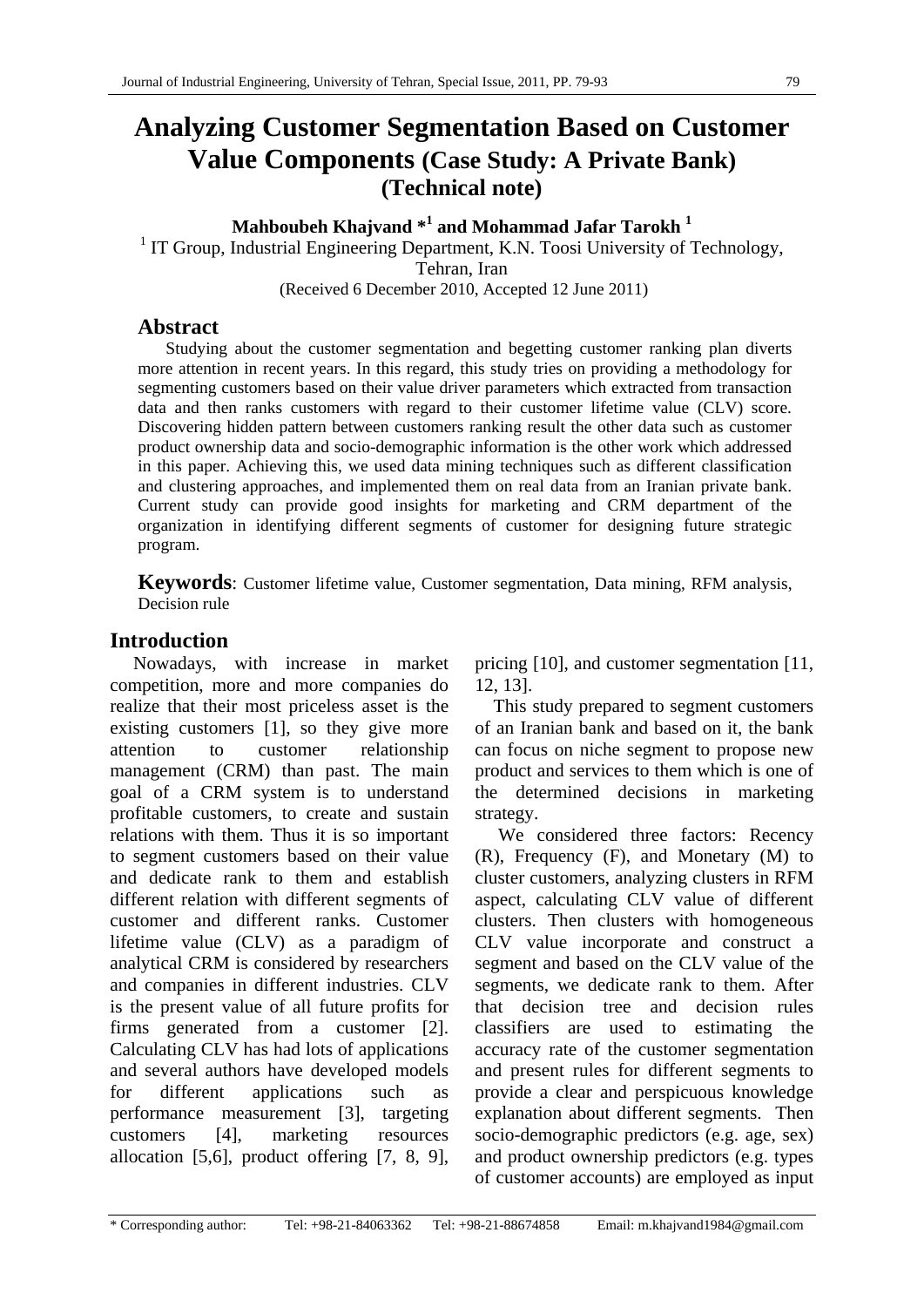# Analyzing Customer Segmentation Based on Customer Value Components (Case Study: A Private Bank) (Technical note)

**Mahboubeh Khajvand *[1] and Mohammad Jafar Tarokh [1]**

[1] IT Group, Industrial Engineering Department, K.N. Toosi University of Technology, Tehran, Iran

(Received 6 December 2010, Accepted 12 June 2011)

## Abstract

Studying about the customer segmentation and begetting customer ranking plan diverts more attention in recent years. In this regard, this study tries on providing a methodology for segmenting customers based on their value driver parameters which extracted from transaction data and then ranks customers with regard to their customer lifetime value (CLV) score. Discovering hidden pattern between customers ranking result the other data such as customer product ownership data and socio-demographic information is the other work which addressed in this paper. Achieving this, we used data mining techniques such as different classification and clustering approaches, and implemented them on real data from an Iranian private bank. Current study can provide good insights for marketing and CRM department of the organization in identifying different segments of customer for designing future strategic program.

**Keywords**: Customer lifetime value, Customer segmentation, Data mining, RFM analysis, Decision rule

## Introduction

Nowadays, with increase in market competition, more and more companies do realize that their most priceless asset is the existing customers [1], so they give more attention to customer relationship management (CRM) than past. The main goal of a CRM system is to understand profitable customers, to create and sustain relations with them. Thus it is so important to segment customers based on their value and dedicate rank to them and establish different relation with different segments of customer and different ranks. Customer lifetime value (CLV) as a paradigm of analytical CRM is considered by researchers and companies in different industries. CLV is the present value of all future profits for firms generated from a customer [2]. Calculating CLV has had lots of applications and several authors have developed models for different applications such as performance measurement [3], targeting customers [4], marketing resources allocation [5,6], product offering [7, 8, 9], pricing [10], and customer segmentation [11, 12, 13].

This study prepared to segment customers of an Iranian bank and based on it, the bank can focus on niche segment to propose new product and services to them which is one of the determined decisions in marketing strategy.

We considered three factors: Recency (R), Frequency (F), and Monetary (M) to cluster customers, analyzing clusters in RFM aspect, calculating CLV value of different clusters. Then clusters with homogeneous CLV value incorporate and construct a segment and based on the CLV value of the segments, we dedicate rank to them. After that decision tree and decision rules classifiers are used to estimating the accuracy rate of the customer segmentation and present rules for different segments to provide a clear and perspicuous knowledge explanation about different segments. Then socio-demographic predictors (e.g. age, sex) and product ownership predictors (e.g. types of customer accounts) are employed as input

\* Corresponding author: Tel: +98-21-84063362 Tel: +98-21-88674858 Email: m.khajvand1984@gmail.com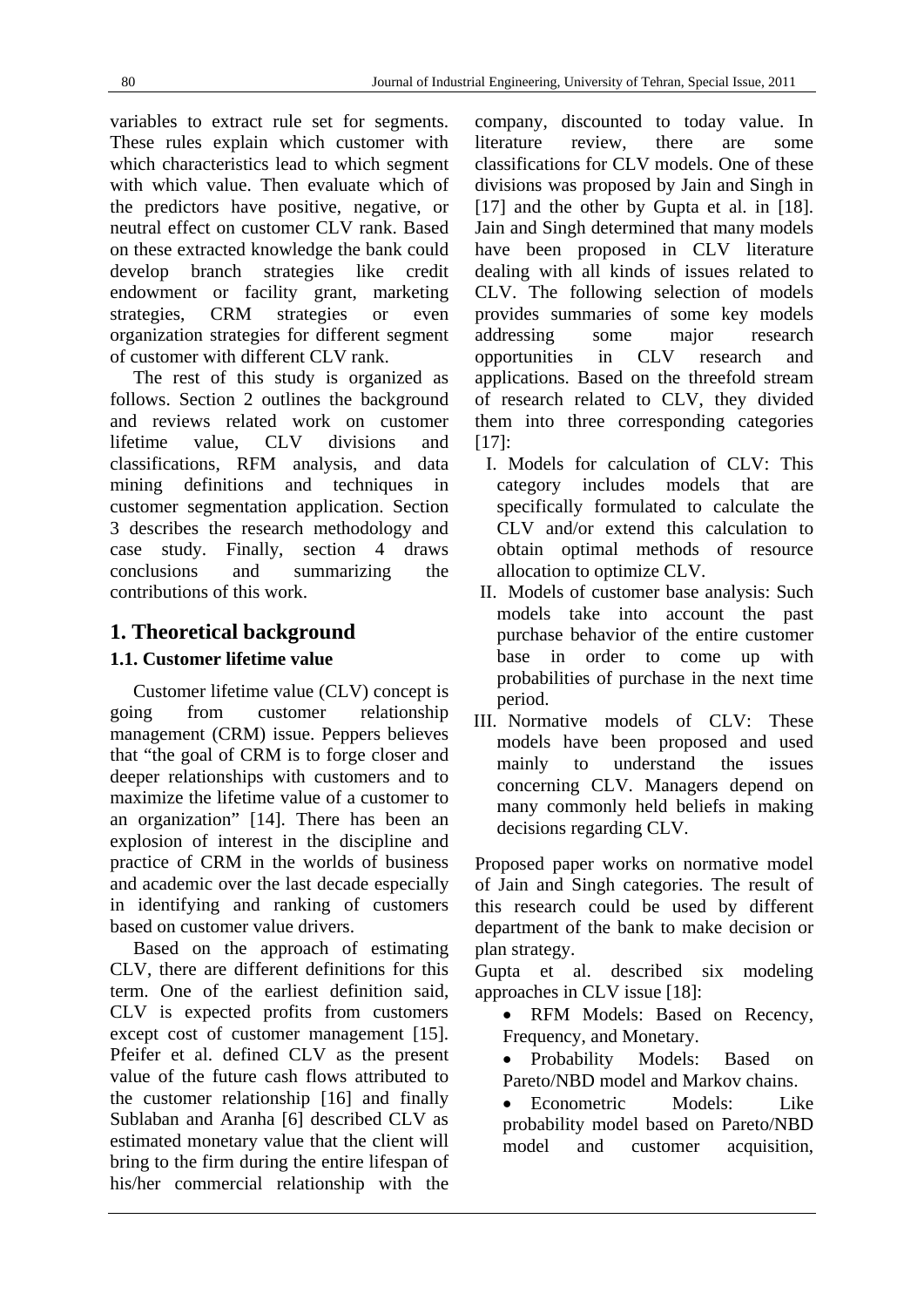variables to extract rule set for segments. These rules explain which customer with which characteristics lead to which segment with which value. Then evaluate which of the predictors have positive, negative, or neutral effect on customer CLV rank. Based on these extracted knowledge the bank could develop branch strategies like credit endowment or facility grant, marketing strategies, CRM strategies or even organization strategies for different segment of customer with different CLV rank.

The rest of this study is organized as follows. Section 2 outlines the background and reviews related work on customer lifetime value, CLV divisions and classifications, RFM analysis, and data mining definitions and techniques in customer segmentation application. Section 3 describes the research methodology and case study. Finally, section 4 draws conclusions and summarizing the contributions of this work.

# 1. Theoretical background

## 1.1. Customer lifetime value

Customer lifetime value (CLV) concept is going from customer relationship management (CRM) issue. Peppers believes that "the goal of CRM is to forge closer and deeper relationships with customers and to maximize the lifetime value of a customer to an organization" [14]. There has been an explosion of interest in the discipline and practice of CRM in the worlds of business and academic over the last decade especially in identifying and ranking of customers based on customer value drivers.

Based on the approach of estimating CLV, there are different definitions for this term. One of the earliest definition said, CLV is expected profits from customers except cost of customer management [15]. Pfeifer et al. defined CLV as the present value of the future cash flows attributed to the customer relationship [16] and finally Sublaban and Aranha [6] described CLV as estimated monetary value that the client will bring to the firm during the entire lifespan of his/her commercial relationship with the company, discounted to today value. In literature review, there are some classifications for CLV models. One of these divisions was proposed by Jain and Singh in [17] and the other by Gupta et al. in [18]. Jain and Singh determined that many models have been proposed in CLV literature dealing with all kinds of issues related to CLV. The following selection of models provides summaries of some key models addressing some major research opportunities in CLV research and applications. Based on the threefold stream of research related to CLV, they divided them into three corresponding categories [17]:

I. Models for calculation of CLV: This category includes models that are specifically formulated to calculate the CLV and/or extend this calculation to obtain optimal methods of resource allocation to optimize CLV.
II. Models of customer base analysis: Such models take into account the past purchase behavior of the entire customer base in order to come up with probabilities of purchase in the next time period.
III. Normative models of CLV: These models have been proposed and used mainly to understand the issues concerning CLV. Managers depend on many commonly held beliefs in making decisions regarding CLV.

Proposed paper works on normative model of Jain and Singh categories. The result of this research could be used by different department of the bank to make decision or plan strategy.

Gupta et al. described six modeling approaches in CLV issue [18]:

- RFM Models: Based on Recency, Frequency, and Monetary.
- Probability Models: Based on Pareto/NBD model and Markov chains.
- Econometric Models: Like probability model based on Pareto/NBD model and customer acquisition,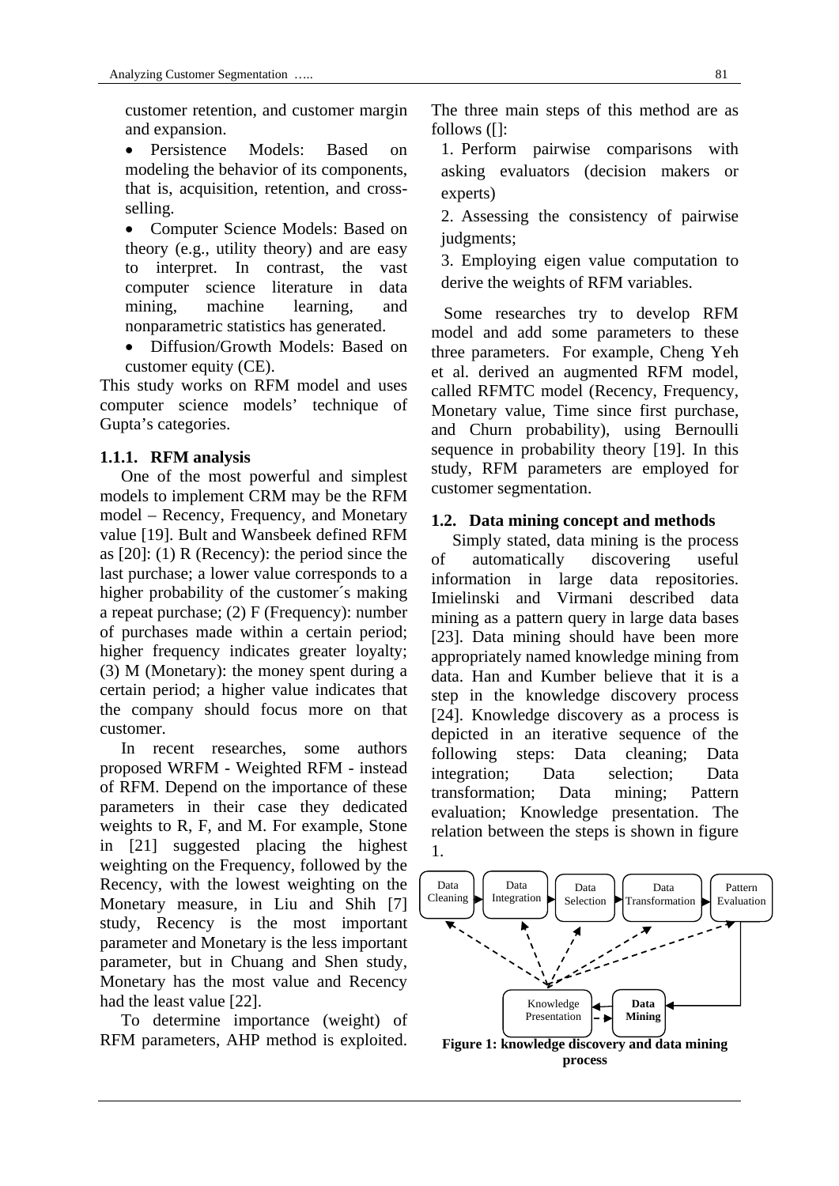customer retention, and customer margin and expansion.

- Persistence Models: Based on modeling the behavior of its components, that is, acquisition, retention, and cross-selling.
- Computer Science Models: Based on theory (e.g., utility theory) and are easy to interpret. In contrast, the vast computer science literature in data mining, machine learning, and nonparametric statistics has generated.
- Diffusion/Growth Models: Based on customer equity (CE).

This study works on RFM model and uses computer science models' technique of Gupta's categories.

### 1.1.1. RFM analysis

One of the most powerful and simplest models to implement CRM may be the RFM model – Recency, Frequency, and Monetary value [19]. Bult and Wansbeek defined RFM as [20]: (1) R (Recency): the period since the last purchase; a lower value corresponds to a higher probability of the customer´s making a repeat purchase; (2) F (Frequency): number of purchases made within a certain period; higher frequency indicates greater loyalty; (3) M (Monetary): the money spent during a certain period; a higher value indicates that the company should focus more on that customer.

In recent researches, some authors proposed WRFM - Weighted RFM - instead of RFM. Depend on the importance of these parameters in their case they dedicated weights to R, F, and M. For example, Stone in [21] suggested placing the highest weighting on the Frequency, followed by the Recency, with the lowest weighting on the Monetary measure, in Liu and Shih [7] study, Recency is the most important parameter and Monetary is the less important parameter, but in Chuang and Shen study, Monetary has the most value and Recency had the least value [22].

To determine importance (weight) of RFM parameters, AHP method is exploited. The three main steps of this method are as follows ([]:

1. Perform pairwise comparisons with asking evaluators (decision makers or experts)
2. Assessing the consistency of pairwise judgments;
3. Employing eigen value computation to derive the weights of RFM variables.

Some researches try to develop RFM model and add some parameters to these three parameters. For example, Cheng Yeh et al. derived an augmented RFM model, called RFMTC model (Recency, Frequency, Monetary value, Time since first purchase, and Churn probability), using Bernoulli sequence in probability theory [19]. In this study, RFM parameters are employed for customer segmentation.

## 1.2. Data mining concept and methods

Simply stated, data mining is the process of automatically discovering useful information in large data repositories. Imielinski and Virmani described data mining as a pattern query in large data bases [23]. Data mining should have been more appropriately named knowledge mining from data. Han and Kumber believe that it is a step in the knowledge discovery process [24]. Knowledge discovery as a process is depicted in an iterative sequence of the following steps: Data cleaning; Data integration; Data selection; Data transformation; Data mining; Pattern evaluation; Knowledge presentation. The relation between the steps is shown in figure 1.

Data Cleaning → Data Integration → Data Selection → Data Transformation → Pattern Evaluation → Data Mining ⇄ Knowledge Presentation

**Figure 1: knowledge discovery and data mining process**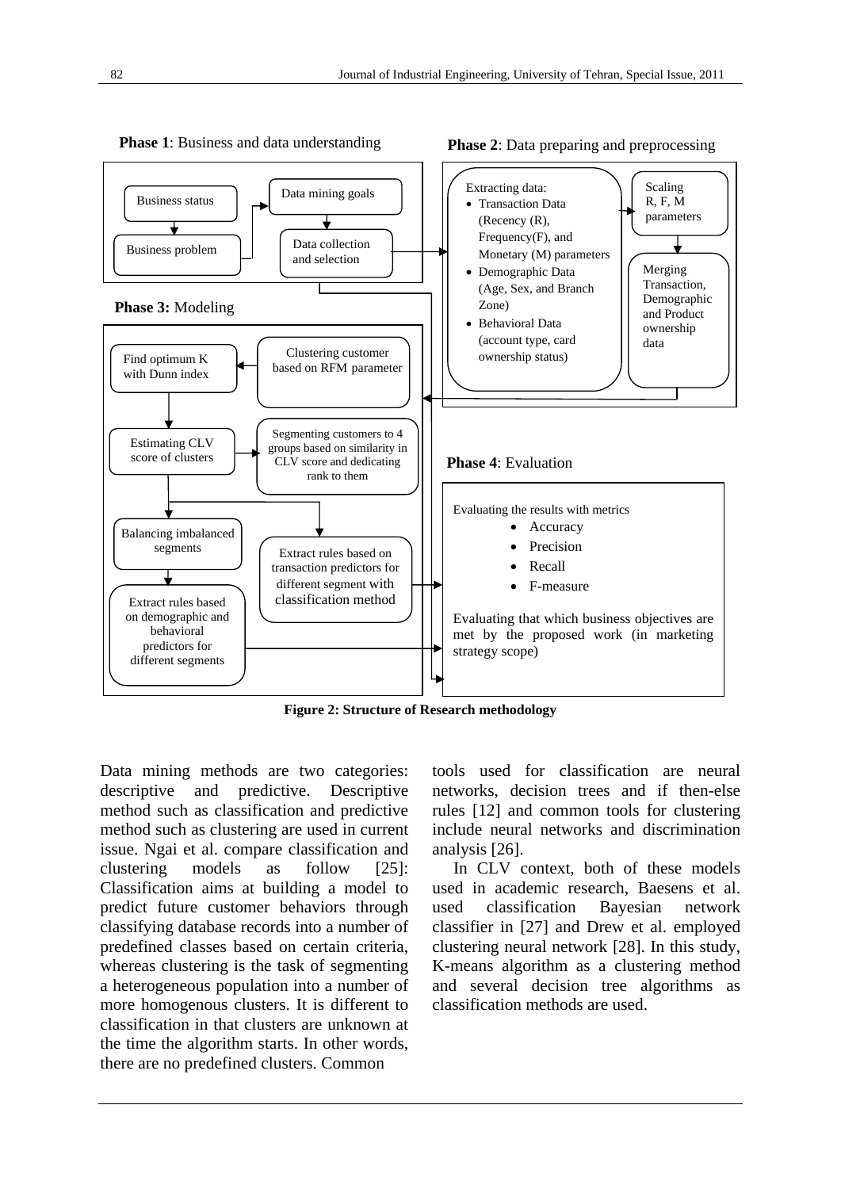**Phase 1**: Business and data understanding

- Business status
- Business problem
- Data mining goals
- Data collection and selection

**Phase 2**: Data preparing and preprocessing

- Extracting data:
  - Transaction Data (Recency (R), Frequency(F), and Monetary (M) parameters
  - Demographic Data (Age, Sex, and Branch Zone)
  - Behavioral Data (account type, card ownership status)
- Scaling R, F, M parameters
- Merging Transaction, Demographic and Product ownership data

**Phase 3:** Modeling

- Clustering customer based on RFM parameter
- Find optimum K with Dunn index
- Estimating CLV score of clusters
- Segmenting customers to 4 groups based on similarity in CLV score and dedicating rank to them
- Balancing imbalanced segments
- Extract rules based on transaction predictors for different segment with classification method
- Extract rules based on demographic and behavioral predictors for different segments

**Phase 4**: Evaluation

Evaluating the results with metrics
- Accuracy
- Precision
- Recall
- F-measure

Evaluating that which business objectives are met by the proposed work (in marketing strategy scope)

**Figure 2: Structure of Research methodology**

Data mining methods are two categories: descriptive and predictive. Descriptive method such as classification and predictive method such as clustering are used in current issue. Ngai et al. compare classification and clustering models as follow [25]: Classification aims at building a model to predict future customer behaviors through classifying database records into a number of predefined classes based on certain criteria, whereas clustering is the task of segmenting a heterogeneous population into a number of more homogenous clusters. It is different to classification in that clusters are unknown at the time the algorithm starts. In other words, there are no predefined clusters. Common tools used for classification are neural networks, decision trees and if then-else rules [12] and common tools for clustering include neural networks and discrimination analysis [26].

In CLV context, both of these models used in academic research, Baesens et al. used classification Bayesian network classifier in [27] and Drew et al. employed clustering neural network [28]. In this study, K-means algorithm as a clustering method and several decision tree algorithms as classification methods are used.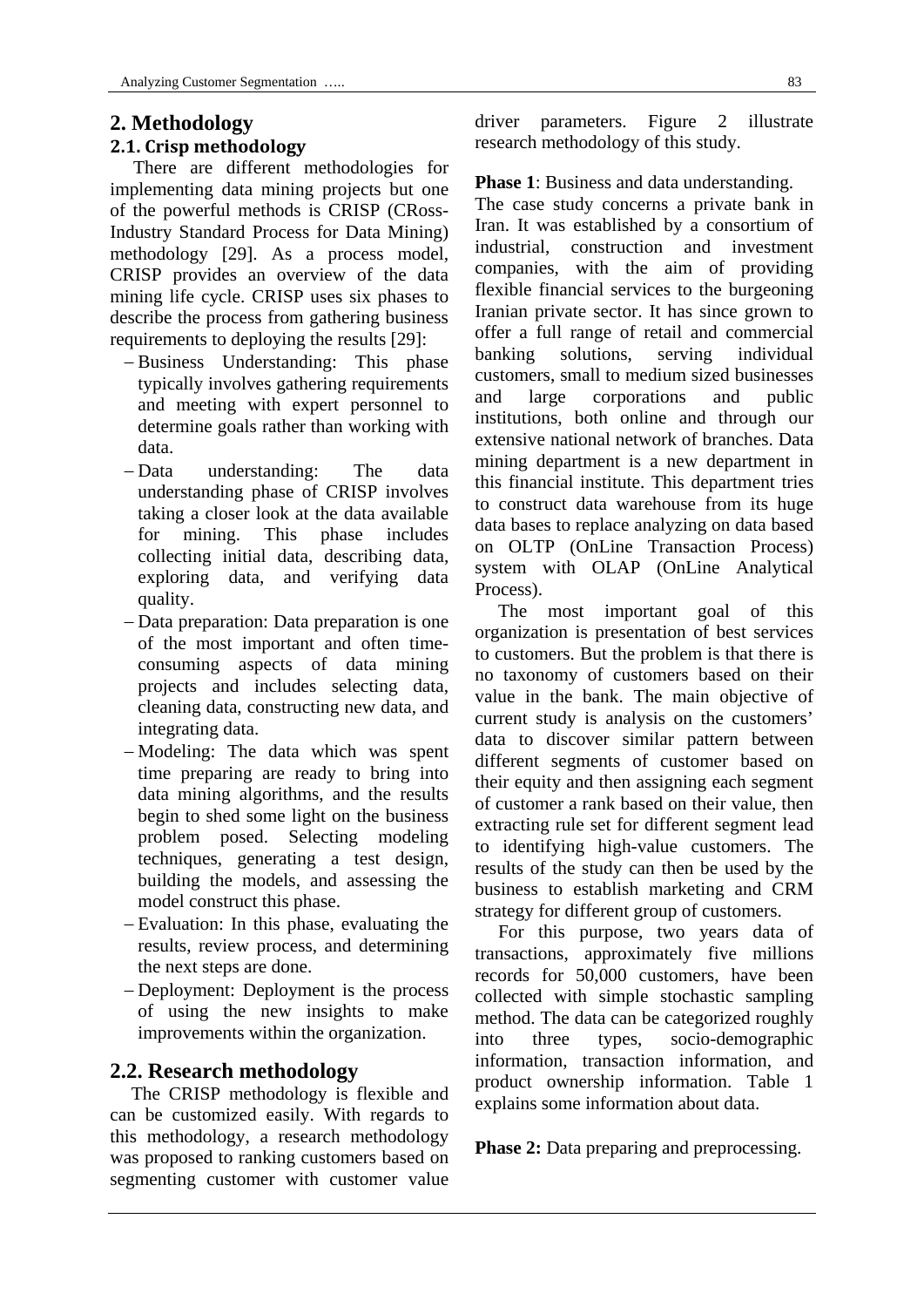## 2. Methodology

### 2.1. Crisp methodology

There are different methodologies for implementing data mining projects but one of the powerful methods is CRISP (CRoss-Industry Standard Process for Data Mining) methodology [29]. As a process model, CRISP provides an overview of the data mining life cycle. CRISP uses six phases to describe the process from gathering business requirements to deploying the results [29]:

- Business Understanding: This phase typically involves gathering requirements and meeting with expert personnel to determine goals rather than working with data.
- Data understanding: The data understanding phase of CRISP involves taking a closer look at the data available for mining. This phase includes collecting initial data, describing data, exploring data, and verifying data quality.
- Data preparation: Data preparation is one of the most important and often time-consuming aspects of data mining projects and includes selecting data, cleaning data, constructing new data, and integrating data.
- Modeling: The data which was spent time preparing are ready to bring into data mining algorithms, and the results begin to shed some light on the business problem posed. Selecting modeling techniques, generating a test design, building the models, and assessing the model construct this phase.
- Evaluation: In this phase, evaluating the results, review process, and determining the next steps are done.
- Deployment: Deployment is the process of using the new insights to make improvements within the organization.

## 2.2. Research methodology

The CRISP methodology is flexible and can be customized easily. With regards to this methodology, a research methodology was proposed to ranking customers based on segmenting customer with customer value driver parameters. Figure 2 illustrate research methodology of this study.

**Phase 1**: Business and data understanding.

The case study concerns a private bank in Iran. It was established by a consortium of industrial, construction and investment companies, with the aim of providing flexible financial services to the burgeoning Iranian private sector. It has since grown to offer a full range of retail and commercial banking solutions, serving individual customers, small to medium sized businesses and large corporations and public institutions, both online and through our extensive national network of branches. Data mining department is a new department in this financial institute. This department tries to construct data warehouse from its huge data bases to replace analyzing on data based on OLTP (OnLine Transaction Process) system with OLAP (OnLine Analytical Process).

The most important goal of this organization is presentation of best services to customers. But the problem is that there is no taxonomy of customers based on their value in the bank. The main objective of current study is analysis on the customers' data to discover similar pattern between different segments of customer based on their equity and then assigning each segment of customer a rank based on their value, then extracting rule set for different segment lead to identifying high-value customers. The results of the study can then be used by the business to establish marketing and CRM strategy for different group of customers.

For this purpose, two years data of transactions, approximately five millions records for 50,000 customers, have been collected with simple stochastic sampling method. The data can be categorized roughly into three types, socio-demographic information, transaction information, and product ownership information. Table 1 explains some information about data.

**Phase 2:** Data preparing and preprocessing.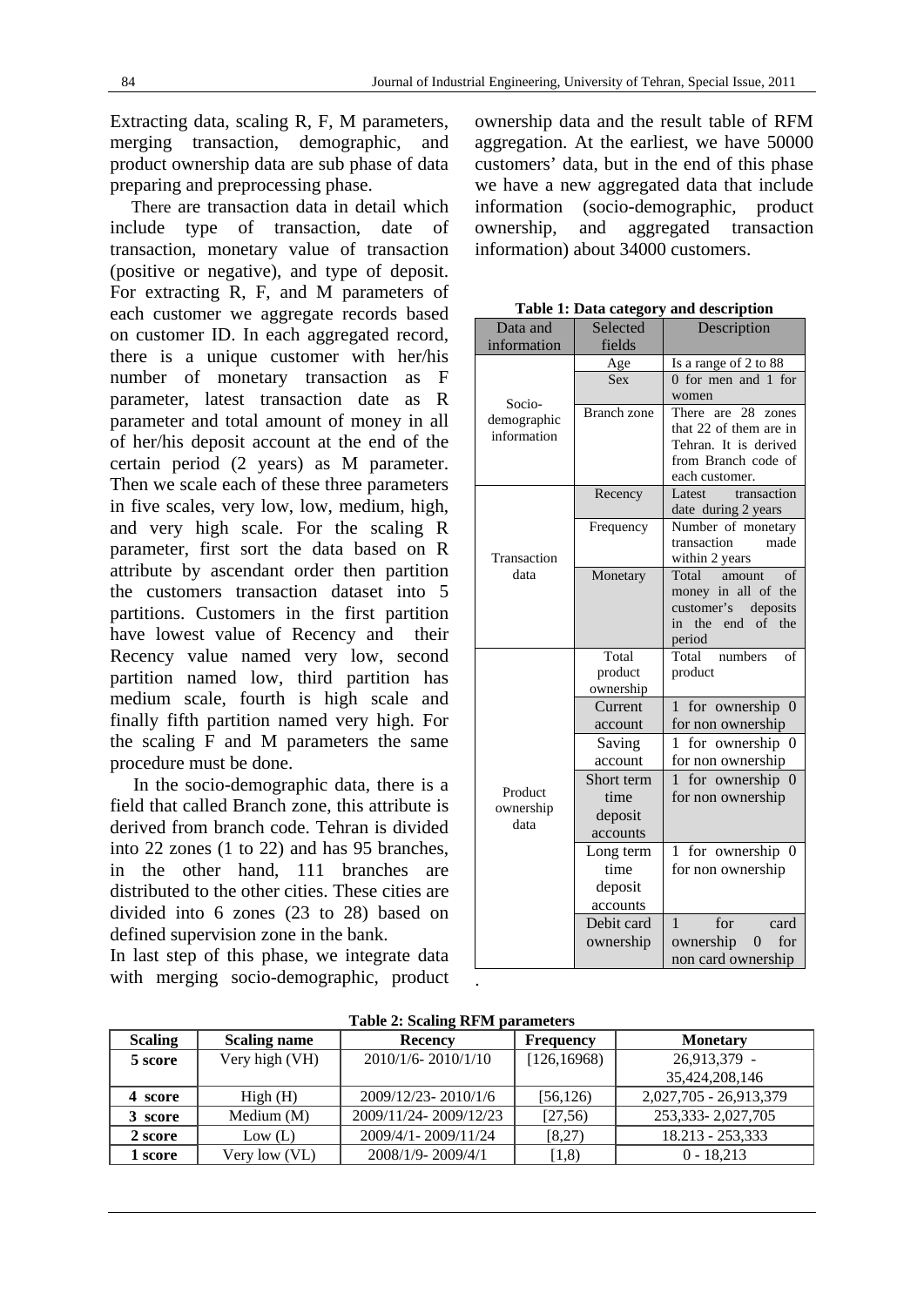Extracting data, scaling R, F, M parameters, merging transaction, demographic, and product ownership data are sub phase of data preparing and preprocessing phase.

There are transaction data in detail which include type of transaction, date of transaction, monetary value of transaction (positive or negative), and type of deposit. For extracting R, F, and M parameters of each customer we aggregate records based on customer ID. In each aggregated record, there is a unique customer with her/his number of monetary transaction as F parameter, latest transaction date as R parameter and total amount of money in all of her/his deposit account at the end of the certain period (2 years) as M parameter. Then we scale each of these three parameters in five scales, very low, low, medium, high, and very high scale. For the scaling R parameter, first sort the data based on R attribute by ascendant order then partition the customers transaction dataset into 5 partitions. Customers in the first partition have lowest value of Recency and their Recency value named very low, second partition named low, third partition has medium scale, fourth is high scale and finally fifth partition named very high. For the scaling F and M parameters the same procedure must be done.

In the socio-demographic data, there is a field that called Branch zone, this attribute is derived from branch code. Tehran is divided into 22 zones (1 to 22) and has 95 branches, in the other hand, 111 branches are distributed to the other cities. These cities are divided into 6 zones (23 to 28) based on defined supervision zone in the bank.

In last step of this phase, we integrate data with merging socio-demographic, product ownership data and the result table of RFM aggregation. At the earliest, we have 50000 customers' data, but in the end of this phase we have a new aggregated data that include information (socio-demographic, product ownership, and aggregated transaction information) about 34000 customers.

**Table 1: Data category and description**

| Data and information | Selected fields | Description |
|---|---|---|
| Socio-demographic information | Age | Is a range of 2 to 88 |
| | Sex | 0 for men and 1 for women |
| | Branch zone | There are 28 zones that 22 of them are in Tehran. It is derived from Branch code of each customer. |
| Transaction data | Recency | Latest transaction date during 2 years |
| | Frequency | Number of monetary transaction made within 2 years |
| | Monetary | Total amount of money in all of the customer's deposits in the end of the period |
| Product ownership data | Total product ownership | Total numbers of product |
| | Current account | 1 for ownership 0 for non ownership |
| | Saving account | 1 for ownership 0 for non ownership |
| | Short term time deposit accounts | 1 for ownership 0 for non ownership |
| | Long term time deposit accounts | 1 for ownership 0 for non ownership |
| | Debit card ownership | 1 for card ownership 0 for non card ownership |

**Table 2: Scaling RFM parameters**

| Scaling | Scaling name | Recency | Frequency | Monetary |
|---|---|---|---|---|
| 5 score | Very high (VH) | 2010/1/6- 2010/1/10 | [126,16968) | 26,913,379 - 35,424,208,146 |
| 4 score | High (H) | 2009/12/23- 2010/1/6 | [56,126) | 2,027,705 - 26,913,379 |
| 3 score | Medium (M) | 2009/11/24- 2009/12/23 | [27,56) | 253,333- 2,027,705 |
| 2 score | Low (L) | 2009/4/1- 2009/11/24 | [8,27) | 18.213 - 253,333 |
| 1 score | Very low (VL) | 2008/1/9- 2009/4/1 | [1,8) | 0 - 18,213 |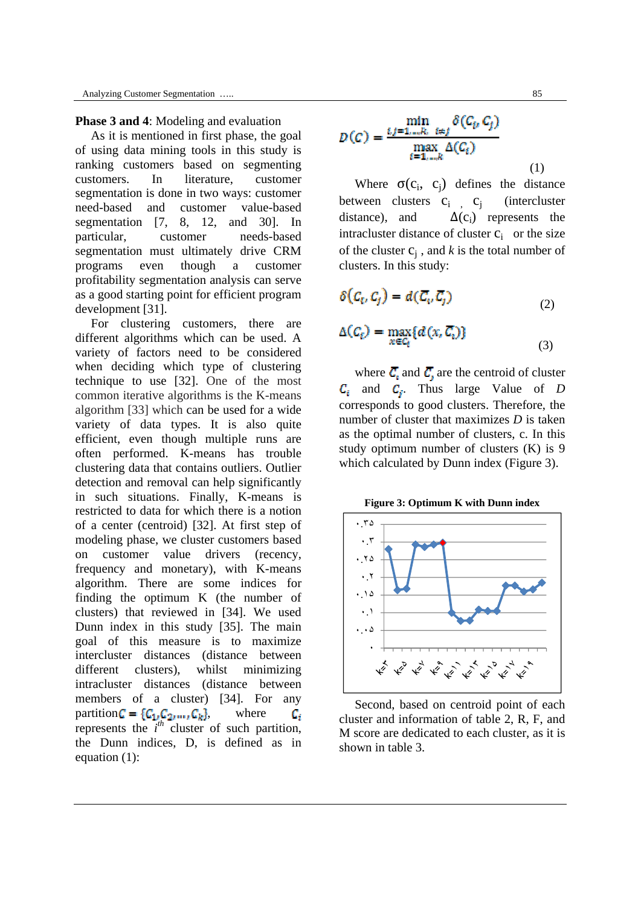**Phase 3 and 4**: Modeling and evaluation

As it is mentioned in first phase, the goal of using data mining tools in this study is ranking customers based on segmenting customers. In literature, customer segmentation is done in two ways: customer need-based and customer value-based segmentation [7, 8, 12, and 30]. In particular, customer needs-based segmentation must ultimately drive CRM programs even though a customer profitability segmentation analysis can serve as a good starting point for efficient program development [31].

For clustering customers, there are different algorithms which can be used. A variety of factors need to be considered when deciding which type of clustering technique to use [32]. One of the most common iterative algorithms is the K-means algorithm [33] which can be used for a wide variety of data types. It is also quite efficient, even though multiple runs are often performed. K-means has trouble clustering data that contains outliers. Outlier detection and removal can help significantly in such situations. Finally, K-means is restricted to data for which there is a notion of a center (centroid) [32]. At first step of modeling phase, we cluster customers based on customer value drivers (recency, frequency and monetary), with K-means algorithm. There are some indices for finding the optimum K (the number of clusters) that reviewed in [34]. We used Dunn index in this study [35]. The main goal of this measure is to maximize intercluster distances (distance between different clusters), whilst minimizing intracluster distances (distance between members of a cluster) [34]. For any partition $C = \{C_1, C_2, \ldots, C_k\}$, where $C_i$ represents the $i^{th}$ cluster of such partition, the Dunn indices, D, is defined as in equation (1):

$$D(C) = \frac{\min_{i,j=1,\ldots,k,\ i\neq j} \delta(C_i, C_j)}{\max_{i=1,\ldots,k} \Delta(C_i)} \quad (1)$$

Where $\sigma(c_i, c_j)$ defines the distance between clusters $c_i$, $c_j$ (intercluster distance), and $\Delta(c_i)$ represents the intracluster distance of cluster $c_i$ or the size of the cluster $c_j$, and $k$ is the total number of clusters. In this study:

$$\delta(C_i, C_j) = d(\overline{C}_i, \overline{C}_j) \quad (2)$$

$$\Delta(C_i) = \max_{x \in C_i}\{d(x, \overline{C}_i)\} \quad (3)$$

where $\overline{C}_i$ and $\overline{C}_j$ are the centroid of cluster $C_i$ and $C_j$. Thus large Value of $D$ corresponds to good clusters. Therefore, the number of cluster that maximizes $D$ is taken as the optimal number of clusters, c. In this study optimum number of clusters (K) is 9 which calculated by Dunn index (Figure 3).

**Figure 3: Optimum K with Dunn index**

Second, based on centroid point of each cluster and information of table 2, R, F, and M score are dedicated to each cluster, as it is shown in table 3.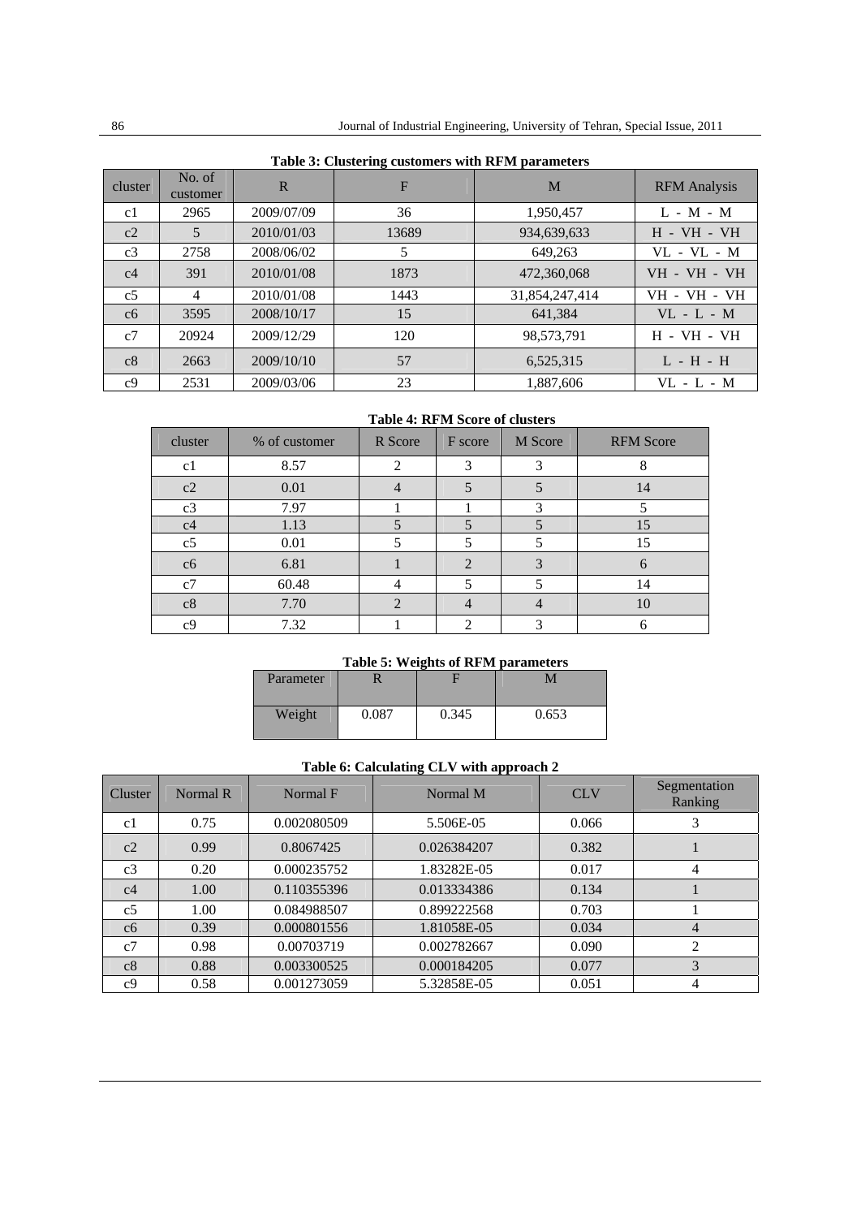**Table 3: Clustering customers with RFM parameters**

| cluster | No. of customer | R | F | M | RFM Analysis |
|---|---|---|---|---|---|
| c1 | 2965 | 2009/07/09 | 36 | 1,950,457 | L - M - M |
| c2 | 5 | 2010/01/03 | 13689 | 934,639,633 | H - VH - VH |
| c3 | 2758 | 2008/06/02 | 5 | 649,263 | VL - VL - M |
| c4 | 391 | 2010/01/08 | 1873 | 472,360,068 | VH - VH - VH |
| c5 | 4 | 2010/01/08 | 1443 | 31,854,247,414 | VH - VH - VH |
| c6 | 3595 | 2008/10/17 | 15 | 641,384 | VL - L - M |
| c7 | 20924 | 2009/12/29 | 120 | 98,573,791 | H - VH - VH |
| c8 | 2663 | 2009/10/10 | 57 | 6,525,315 | L - H - H |
| c9 | 2531 | 2009/03/06 | 23 | 1,887,606 | VL - L - M |

**Table 4: RFM Score of clusters**

| cluster | % of customer | R Score | F score | M Score | RFM Score |
|---|---|---|---|---|---|
| c1 | 8.57 | 2 | 3 | 3 | 8 |
| c2 | 0.01 | 4 | 5 | 5 | 14 |
| c3 | 7.97 | 1 | 1 | 3 | 5 |
| c4 | 1.13 | 5 | 5 | 5 | 15 |
| c5 | 0.01 | 5 | 5 | 5 | 15 |
| c6 | 6.81 | 1 | 2 | 3 | 6 |
| c7 | 60.48 | 4 | 5 | 5 | 14 |
| c8 | 7.70 | 2 | 4 | 4 | 10 |
| c9 | 7.32 | 1 | 2 | 3 | 6 |

**Table 5: Weights of RFM parameters**

| Parameter | R | F | M |
|---|---|---|---|
| Weight | 0.087 | 0.345 | 0.653 |

**Table 6: Calculating CLV with approach 2**

| Cluster | Normal R | Normal F | Normal M | CLV | Segmentation Ranking |
|---|---|---|---|---|---|
| c1 | 0.75 | 0.002080509 | 5.506E-05 | 0.066 | 3 |
| c2 | 0.99 | 0.8067425 | 0.026384207 | 0.382 | 1 |
| c3 | 0.20 | 0.000235752 | 1.83282E-05 | 0.017 | 4 |
| c4 | 1.00 | 0.110355396 | 0.013334386 | 0.134 | 1 |
| c5 | 1.00 | 0.084988507 | 0.899222568 | 0.703 | 1 |
| c6 | 0.39 | 0.000801556 | 1.81058E-05 | 0.034 | 4 |
| c7 | 0.98 | 0.00703719 | 0.002782667 | 0.090 | 2 |
| c8 | 0.88 | 0.003300525 | 0.000184205 | 0.077 | 3 |
| c9 | 0.58 | 0.001273059 | 5.32858E-05 | 0.051 | 4 |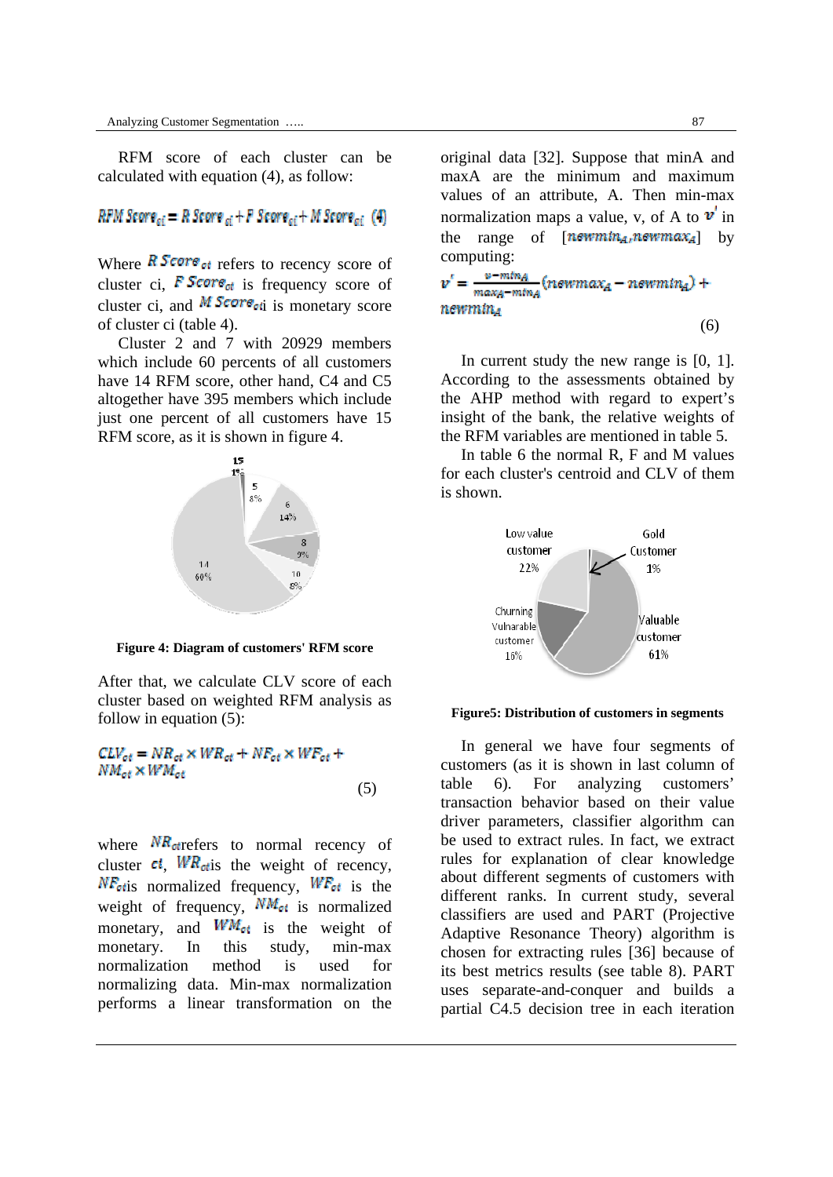RFM score of each cluster can be calculated with equation (4), as follow:

$$RFM\ Score_{ci} = R\ Score_{ci} + F\ Score_{ci} + M\ Score_{ci} \quad (4)$$

Where $R\ Score_{ci}$ refers to recency score of cluster ci, $F\ Score_{ci}$ is frequency score of cluster ci, and $M\ Score_{ci}$i is monetary score of cluster ci (table 4).

Cluster 2 and 7 with 20929 members which include 60 percents of all customers have 14 RFM score, other hand, C4 and C5 altogether have 395 members which include just one percent of all customers have 15 RFM score, as it is shown in figure 4.

**Figure 4: Diagram of customers' RFM score**

After that, we calculate CLV score of each cluster based on weighted RFM analysis as follow in equation (5):

$$CLV_{ci} = NR_{ci} \times WR_{ci} + NF_{ci} \times WF_{ci} + NM_{ci} \times WM_{ci} \quad (5)$$

where $NR_{ci}$refers to normal recency of cluster $ci$, $WR_{ci}$is the weight of recency, $NF_{ci}$is normalized frequency, $WF_{ci}$ is the weight of frequency, $NM_{ci}$ is normalized monetary, and $WM_{ci}$ is the weight of monetary. In this study, min-max normalization method is used for normalizing data. Min-max normalization performs a linear transformation on the original data [32]. Suppose that minA and maxA are the minimum and maximum values of an attribute, A. Then min-max normalization maps a value, v, of A to $v'$ in the range of $[newmin_A, newmax_A]$ by computing:

$$v' = \frac{v - min_A}{max_A - min_A}(newmax_A - newmin_A) + newmin_A \quad (6)$$

In current study the new range is [0, 1]. According to the assessments obtained by the AHP method with regard to expert's insight of the bank, the relative weights of the RFM variables are mentioned in table 5.

In table 6 the normal R, F and M values for each cluster's centroid and CLV of them is shown.

**Figure5: Distribution of customers in segments**

In general we have four segments of customers (as it is shown in last column of table 6). For analyzing customers' transaction behavior based on their value driver parameters, classifier algorithm can be used to extract rules. In fact, we extract rules for explanation of clear knowledge about different segments of customers with different ranks. In current study, several classifiers are used and PART (Projective Adaptive Resonance Theory) algorithm is chosen for extracting rules [36] because of its best metrics results (see table 8). PART uses separate-and-conquer and builds a partial C4.5 decision tree in each iteration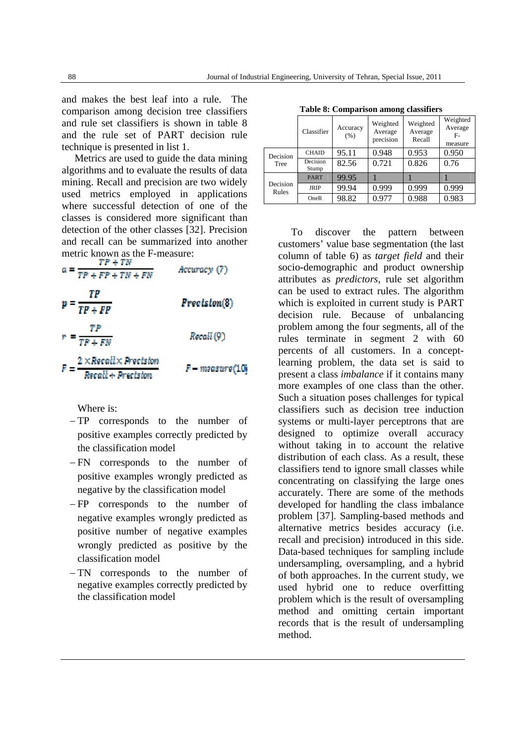and makes the best leaf into a rule. The comparison among decision tree classifiers and rule set classifiers is shown in table 8 and the rule set of PART decision rule technique is presented in list 1.

Metrics are used to guide the data mining algorithms and to evaluate the results of data mining. Recall and precision are two widely used metrics employed in applications where successful detection of one of the classes is considered more significant than detection of the other classes [32]. Precision and recall can be summarized into another metric known as the F-measure:

$$a = \frac{TP + TN}{TP + FP + TN + FN} \quad Accuracy\ (7)$$

$$p = \frac{TP}{TP + FP} \quad Precision(8)$$

$$r = \frac{TP}{TP + FN} \quad Recall\ (9)$$

$$F = \frac{2 \times Recall \times Precision}{Recall + Precision} \quad F - measure(10)$$

Where is:

- TP corresponds to the number of positive examples correctly predicted by the classification model
- FN corresponds to the number of positive examples wrongly predicted as negative by the classification model
- FP corresponds to the number of negative examples wrongly predicted as positive number of negative examples wrongly predicted as positive by the classification model
- TN corresponds to the number of negative examples correctly predicted by the classification model

**Table 8: Comparison among classifiers**

| | Classifier | Accuracy (%) | Weighted Average precision | Weighted Average Recall | Weighted Average F-measure |
|---|---|---|---|---|---|
| Decision Tree | CHAID | 95.11 | 0.948 | 0.953 | 0.950 |
| | Decision Stump | 82.56 | 0.721 | 0.826 | 0.76 |
| Decision Rules | PART | 99.95 | 1 | 1 | 1 |
| | JRIP | 99.94 | 0.999 | 0.999 | 0.999 |
| | OneR | 98.82 | 0.977 | 0.988 | 0.983 |

To discover the pattern between customers' value base segmentation (the last column of table 6) as *target field* and their socio-demographic and product ownership attributes as *predictors*, rule set algorithm can be used to extract rules. The algorithm which is exploited in current study is PART decision rule. Because of unbalancing problem among the four segments, all of the rules terminate in segment 2 with 60 percents of all customers. In a concept-learning problem, the data set is said to present a class *imbalance* if it contains many more examples of one class than the other. Such a situation poses challenges for typical classifiers such as decision tree induction systems or multi-layer perceptrons that are designed to optimize overall accuracy without taking in to account the relative distribution of each class. As a result, these classifiers tend to ignore small classes while concentrating on classifying the large ones accurately. There are some of the methods developed for handling the class imbalance problem [37]. Sampling-based methods and alternative metrics besides accuracy (i.e. recall and precision) introduced in this side. Data-based techniques for sampling include undersampling, oversampling, and a hybrid of both approaches. In the current study, we used hybrid one to reduce overfitting problem which is the result of oversampling method and omitting certain important records that is the result of undersampling method.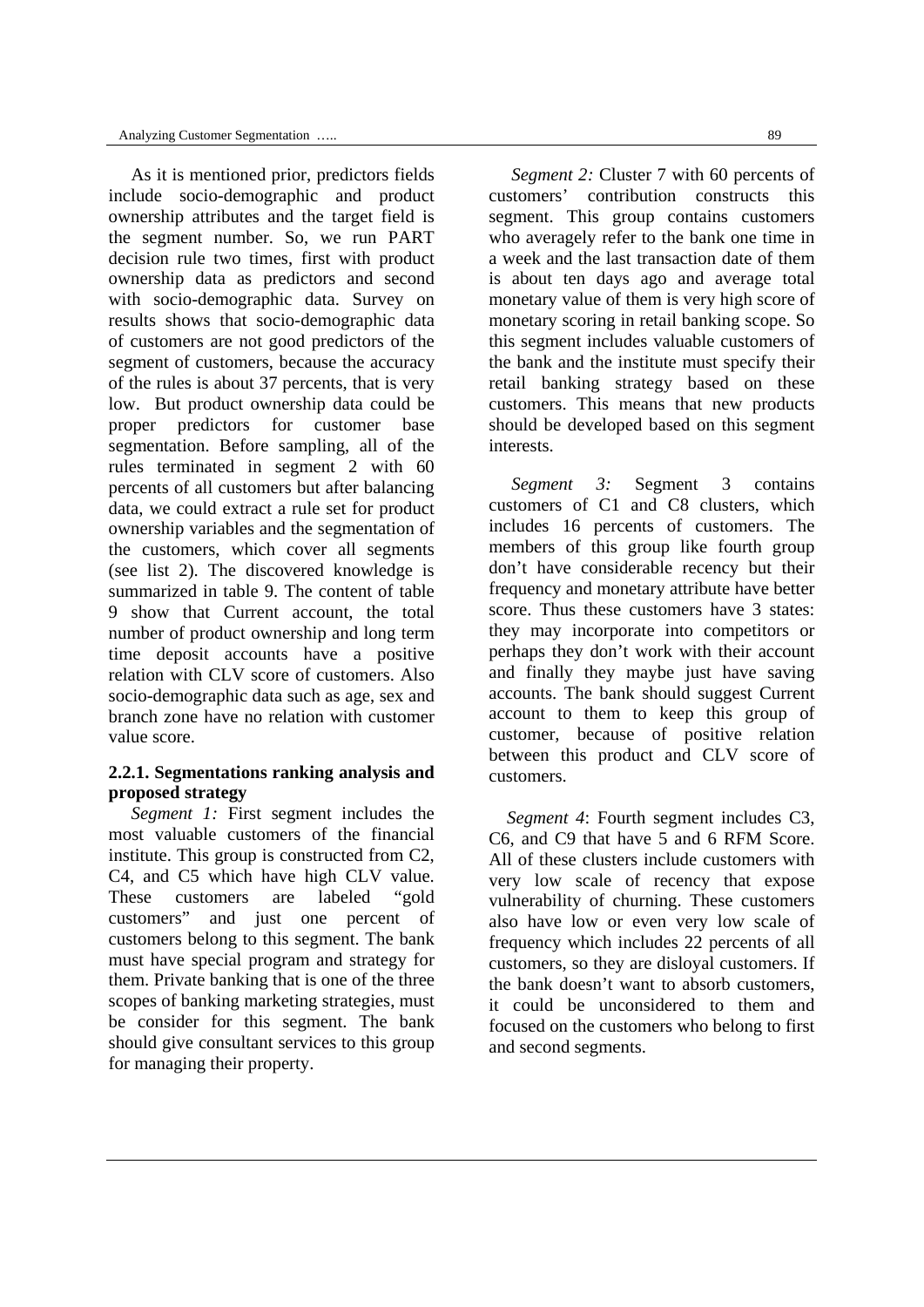As it is mentioned prior, predictors fields include socio-demographic and product ownership attributes and the target field is the segment number. So, we run PART decision rule two times, first with product ownership data as predictors and second with socio-demographic data. Survey on results shows that socio-demographic data of customers are not good predictors of the segment of customers, because the accuracy of the rules is about 37 percents, that is very low. But product ownership data could be proper predictors for customer base segmentation. Before sampling, all of the rules terminated in segment 2 with 60 percents of all customers but after balancing data, we could extract a rule set for product ownership variables and the segmentation of the customers, which cover all segments (see list 2). The discovered knowledge is summarized in table 9. The content of table 9 show that Current account, the total number of product ownership and long term time deposit accounts have a positive relation with CLV score of customers. Also socio-demographic data such as age, sex and branch zone have no relation with customer value score.

### 2.2.1. Segmentations ranking analysis and proposed strategy

*Segment 1:* First segment includes the most valuable customers of the financial institute. This group is constructed from C2, C4, and C5 which have high CLV value. These customers are labeled "gold customers" and just one percent of customers belong to this segment. The bank must have special program and strategy for them. Private banking that is one of the three scopes of banking marketing strategies, must be consider for this segment. The bank should give consultant services to this group for managing their property.

*Segment 2:* Cluster 7 with 60 percents of customers' contribution constructs this segment. This group contains customers who averagely refer to the bank one time in a week and the last transaction date of them is about ten days ago and average total monetary value of them is very high score of monetary scoring in retail banking scope. So this segment includes valuable customers of the bank and the institute must specify their retail banking strategy based on these customers. This means that new products should be developed based on this segment interests.

*Segment 3:* Segment 3 contains customers of C1 and C8 clusters, which includes 16 percents of customers. The members of this group like fourth group don't have considerable recency but their frequency and monetary attribute have better score. Thus these customers have 3 states: they may incorporate into competitors or perhaps they don't work with their account and finally they maybe just have saving accounts. The bank should suggest Current account to them to keep this group of customer, because of positive relation between this product and CLV score of customers.

*Segment 4*: Fourth segment includes C3, C6, and C9 that have 5 and 6 RFM Score. All of these clusters include customers with very low scale of recency that expose vulnerability of churning. These customers also have low or even very low scale of frequency which includes 22 percents of all customers, so they are disloyal customers. If the bank doesn't want to absorb customers, it could be unconsidered to them and focused on the customers who belong to first and second segments.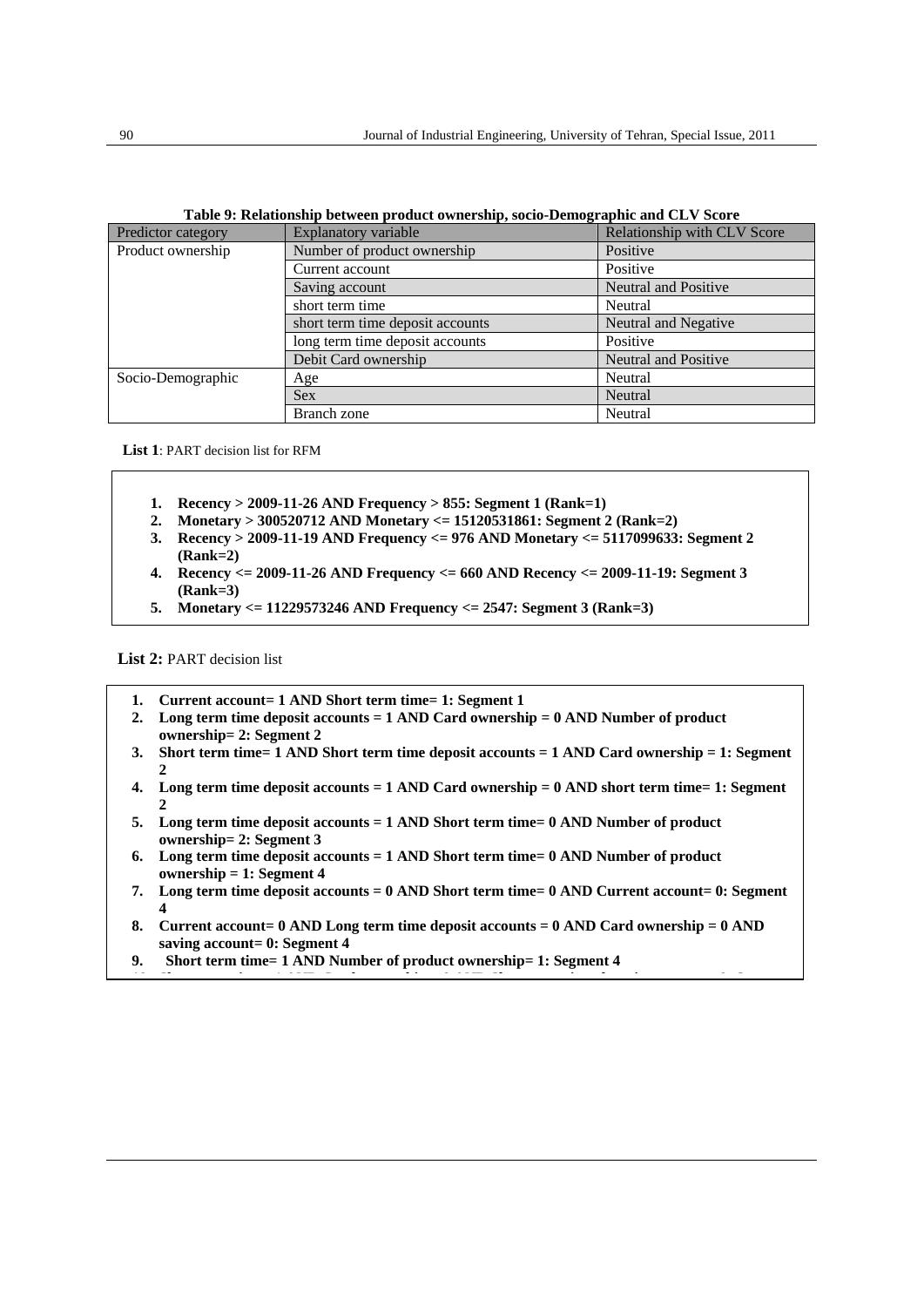**Table 9: Relationship between product ownership, socio-Demographic and CLV Score**

| Predictor category | Explanatory variable | Relationship with CLV Score |
|---|---|---|
| Product ownership | Number of product ownership | Positive |
| | Current account | Positive |
| | Saving account | Neutral and Positive |
| | short term time | Neutral |
| | short term time deposit accounts | Neutral and Negative |
| | long term time deposit accounts | Positive |
| | Debit Card ownership | Neutral and Positive |
| Socio-Demographic | Age | Neutral |
| | Sex | Neutral |
| | Branch zone | Neutral |

**List 1**: PART decision list for RFM

1. **Recency > 2009-11-26 AND Frequency > 855: Segment 1 (Rank=1)**
2. **Monetary > 300520712 AND Monetary <= 15120531861: Segment 2 (Rank=2)**
3. **Recency > 2009-11-19 AND Frequency <= 976 AND Monetary <= 5117099633: Segment 2 (Rank=2)**
4. **Recency <= 2009-11-26 AND Frequency <= 660 AND Recency <= 2009-11-19: Segment 3 (Rank=3)**
5. **Monetary <= 11229573246 AND Frequency <= 2547: Segment 3 (Rank=3)**

**List 2:** PART decision list

1. **Current account= 1 AND Short term time= 1: Segment 1**
2. **Long term time deposit accounts = 1 AND Card ownership = 0 AND Number of product ownership= 2: Segment 2**
3. **Short term time= 1 AND Short term time deposit accounts = 1 AND Card ownership = 1: Segment 2**
4. **Long term time deposit accounts = 1 AND Card ownership = 0 AND short term time= 1: Segment 2**
5. **Long term time deposit accounts = 1 AND Short term time= 0 AND Number of product ownership= 2: Segment 3**
6. **Long term time deposit accounts = 1 AND Short term time= 0 AND Number of product ownership = 1: Segment 4**
7. **Long term time deposit accounts = 0 AND Short term time= 0 AND Current account= 0: Segment 4**
8. **Current account= 0 AND Long term time deposit accounts = 0 AND Card ownership = 0 AND saving account= 0: Segment 4**
9. **Short term time= 1 AND Number of product ownership= 1: Segment 4**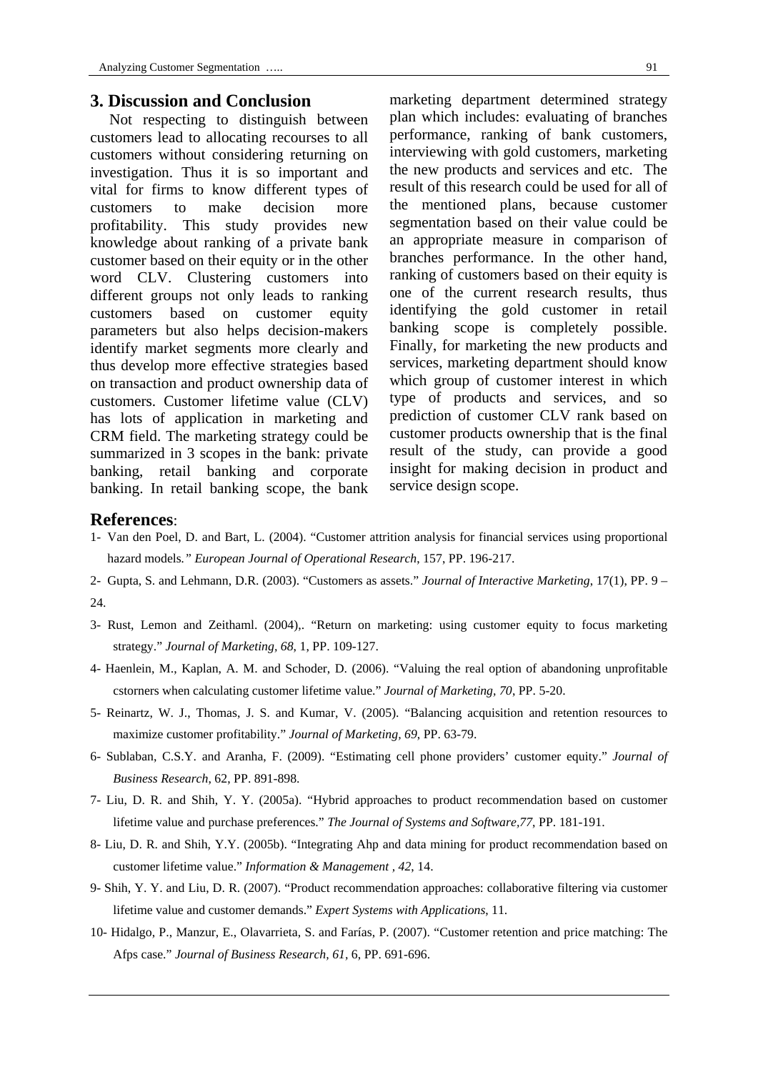## 3. Discussion and Conclusion

Not respecting to distinguish between customers lead to allocating recourses to all customers without considering returning on investigation. Thus it is so important and vital for firms to know different types of customers to make decision more profitability. This study provides new knowledge about ranking of a private bank customer based on their equity or in the other word CLV. Clustering customers into different groups not only leads to ranking customers based on customer equity parameters but also helps decision-makers identify market segments more clearly and thus develop more effective strategies based on transaction and product ownership data of customers. Customer lifetime value (CLV) has lots of application in marketing and CRM field. The marketing strategy could be summarized in 3 scopes in the bank: private banking, retail banking and corporate banking. In retail banking scope, the bank marketing department determined strategy plan which includes: evaluating of branches performance, ranking of bank customers, interviewing with gold customers, marketing the new products and services and etc. The result of this research could be used for all of the mentioned plans, because customer segmentation based on their value could be an appropriate measure in comparison of branches performance. In the other hand, ranking of customers based on their equity is one of the current research results, thus identifying the gold customer in retail banking scope is completely possible. Finally, for marketing the new products and services, marketing department should know which group of customer interest in which type of products and services, and so prediction of customer CLV rank based on customer products ownership that is the final result of the study, can provide a good insight for making decision in product and service design scope.

## References:

1- Van den Poel, D. and Bart, L. (2004). "Customer attrition analysis for financial services using proportional hazard models." *European Journal of Operational Research*, 157, PP. 196-217.

2- Gupta, S. and Lehmann, D.R. (2003). "Customers as assets." *Journal of Interactive Marketing*, 17(1), PP. 9 – 24.

3- Rust, Lemon and Zeithaml. (2004),. "Return on marketing: using customer equity to focus marketing strategy." *Journal of Marketing, 68*, 1, PP. 109-127.

4- Haenlein, M., Kaplan, A. M. and Schoder, D. (2006). "Valuing the real option of abandoning unprofitable cstorners when calculating customer lifetime value." *Journal of Marketing, 70*, PP. 5-20.

5- Reinartz, W. J., Thomas, J. S. and Kumar, V. (2005). "Balancing acquisition and retention resources to maximize customer profitability." *Journal of Marketing, 69*, PP. 63-79.

6- Sublaban, C.S.Y. and Aranha, F. (2009). "Estimating cell phone providers' customer equity." *Journal of Business Research*, 62, PP. 891-898.

7- Liu, D. R. and Shih, Y. Y. (2005a). "Hybrid approaches to product recommendation based on customer lifetime value and purchase preferences." *The Journal of Systems and Software,77*, PP. 181-191.

8- Liu, D. R. and Shih, Y.Y. (2005b). "Integrating Ahp and data mining for product recommendation based on customer lifetime value." *Information & Management , 42*, 14.

9- Shih, Y. Y. and Liu, D. R. (2007). "Product recommendation approaches: collaborative filtering via customer lifetime value and customer demands." *Expert Systems with Applications*, 11.

10- Hidalgo, P., Manzur, E., Olavarrieta, S. and Farías, P. (2007). "Customer retention and price matching: The Afps case." *Journal of Business Research, 61,* 6, PP. 691-696.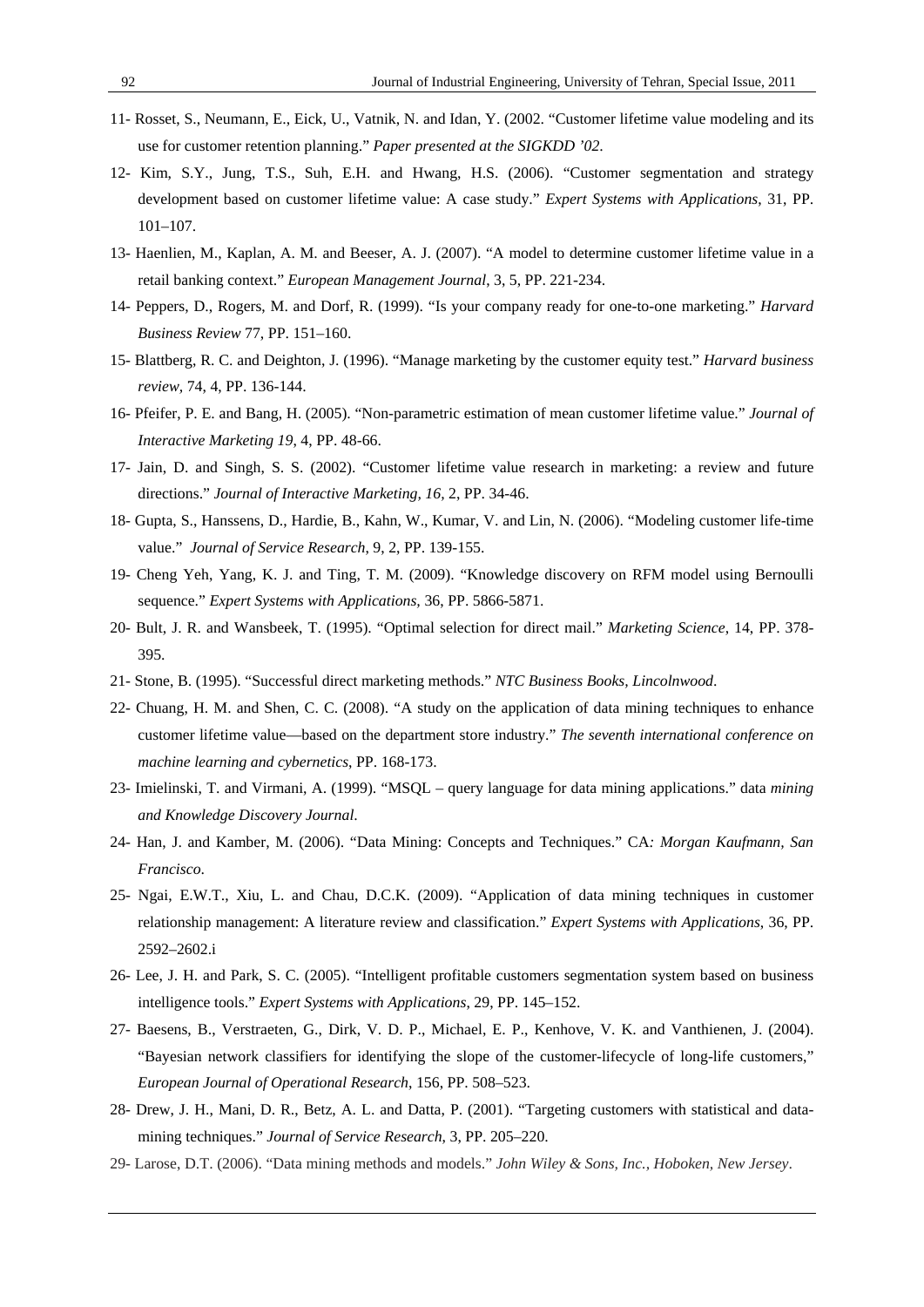11- Rosset, S., Neumann, E., Eick, U., Vatnik, N. and Idan, Y. (2002. "Customer lifetime value modeling and its use for customer retention planning." *Paper presented at the SIGKDD '02.*

12- Kim, S.Y., Jung, T.S., Suh, E.H. and Hwang, H.S. (2006). "Customer segmentation and strategy development based on customer lifetime value: A case study." *Expert Systems with Applications*, 31, PP. 101–107.

13- Haenlien, M., Kaplan, A. M. and Beeser, A. J. (2007). "A model to determine customer lifetime value in a retail banking context." *European Management Journal,* 3, 5, PP. 221-234.

14- Peppers, D., Rogers, M. and Dorf, R. (1999). "Is your company ready for one-to-one marketing." *Harvard Business Review* 77, PP. 151–160.

15- Blattberg, R. C. and Deighton, J. (1996). "Manage marketing by the customer equity test." *Harvard business review,* 74, 4, PP. 136-144.

16- Pfeifer, P. E. and Bang, H. (2005). "Non-parametric estimation of mean customer lifetime value." *Journal of Interactive Marketing 19*, 4, PP. 48-66.

17- Jain, D. and Singh, S. S. (2002). "Customer lifetime value research in marketing: a review and future directions." *Journal of Interactive Marketing, 16,* 2, PP. 34-46.

18- Gupta, S., Hanssens, D., Hardie, B., Kahn, W., Kumar, V. and Lin, N. (2006). "Modeling customer life-time value." *Journal of Service Research,* 9, 2, PP. 139-155.

19- Cheng Yeh, Yang, K. J. and Ting, T. M. (2009). "Knowledge discovery on RFM model using Bernoulli sequence." *Expert Systems with Applications,* 36, PP. 5866-5871.

20- Bult, J. R. and Wansbeek, T. (1995). "Optimal selection for direct mail." *Marketing Science*, 14, PP. 378-395.

21- Stone, B. (1995). "Successful direct marketing methods." *NTC Business Books, Lincolnwood*.

22- Chuang, H. M. and Shen, C. C. (2008). "A study on the application of data mining techniques to enhance customer lifetime value—based on the department store industry." *The seventh international conference on machine learning and cybernetics*, PP. 168-173.

23- Imielinski, T. and Virmani, A. (1999). "MSQL – query language for data mining applications." data *mining and Knowledge Discovery Journal*.

24- Han, J. and Kamber, M. (2006). "Data Mining: Concepts and Techniques." CA*: Morgan Kaufmann, San Francisco*.

25- Ngai, E.W.T., Xiu, L. and Chau, D.C.K. (2009). "Application of data mining techniques in customer relationship management: A literature review and classification." *Expert Systems with Applications*, 36, PP. 2592–2602.i

26- Lee, J. H. and Park, S. C. (2005). "Intelligent profitable customers segmentation system based on business intelligence tools." *Expert Systems with Applications*, 29, PP. 145–152.

27- Baesens, B., Verstraeten, G., Dirk, V. D. P., Michael, E. P., Kenhove, V. K. and Vanthienen, J. (2004). "Bayesian network classifiers for identifying the slope of the customer-lifecycle of long-life customers," *European Journal of Operational Research*, 156, PP. 508–523.

28- Drew, J. H., Mani, D. R., Betz, A. L. and Datta, P. (2001). "Targeting customers with statistical and data-mining techniques." *Journal of Service Research*, 3, PP. 205–220.

29- Larose, D.T. (2006). "Data mining methods and models." *John Wiley & Sons, Inc., Hoboken, New Jersey*.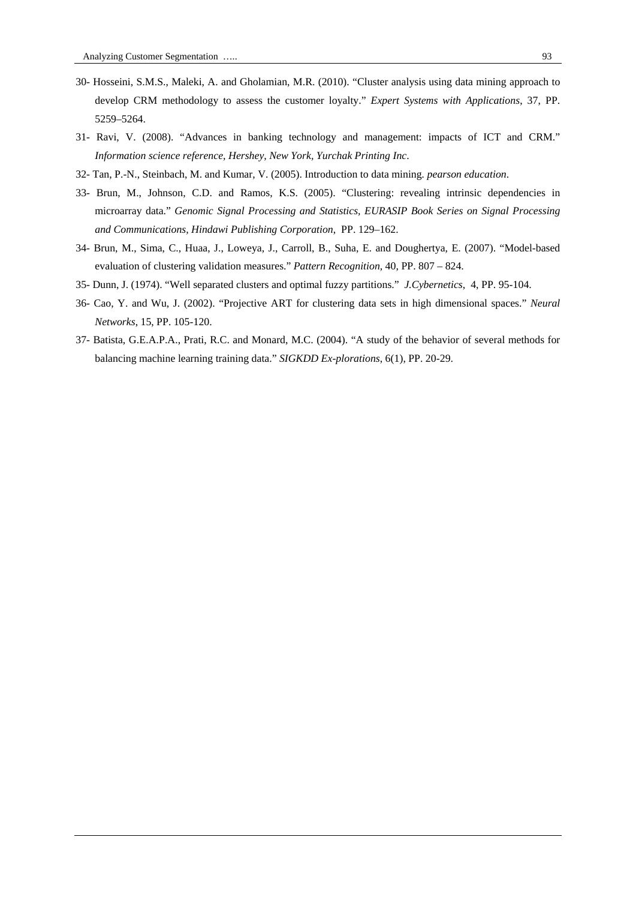30- Hosseini, S.M.S., Maleki, A. and Gholamian, M.R. (2010). “Cluster analysis using data mining approach to develop CRM methodology to assess the customer loyalty.” *Expert Systems with Applications*, 37, PP. 5259–5264.

31- Ravi, V. (2008). “Advances in banking technology and management: impacts of ICT and CRM.” *Information science reference, Hershey, New York, Yurchak Printing Inc*.

32- Tan, P.-N., Steinbach, M. and Kumar, V. (2005). Introduction to data mining*. pearson education*.

33- Brun, M., Johnson, C.D. and Ramos, K.S. (2005). “Clustering: revealing intrinsic dependencies in microarray data.” *Genomic Signal Processing and Statistics, EURASIP Book Series on Signal Processing and Communications, Hindawi Publishing Corporation*, PP. 129–162.

34- Brun, M., Sima, C., Huaa, J., Loweya, J., Carroll, B., Suha, E. and Doughertya, E. (2007). “Model-based evaluation of clustering validation measures.” *Pattern Recognition*, 40, PP. 807 – 824.

35- Dunn, J. (1974). “Well separated clusters and optimal fuzzy partitions.” *J.Cybernetics*, 4, PP. 95-104.

36- Cao, Y. and Wu, J. (2002). “Projective ART for clustering data sets in high dimensional spaces.” *Neural Networks*, 15, PP. 105-120.

37- Batista, G.E.A.P.A., Prati, R.C. and Monard, M.C. (2004). “A study of the behavior of several methods for balancing machine learning training data.” *SIGKDD Ex-plorations*, 6(1), PP. 20-29.